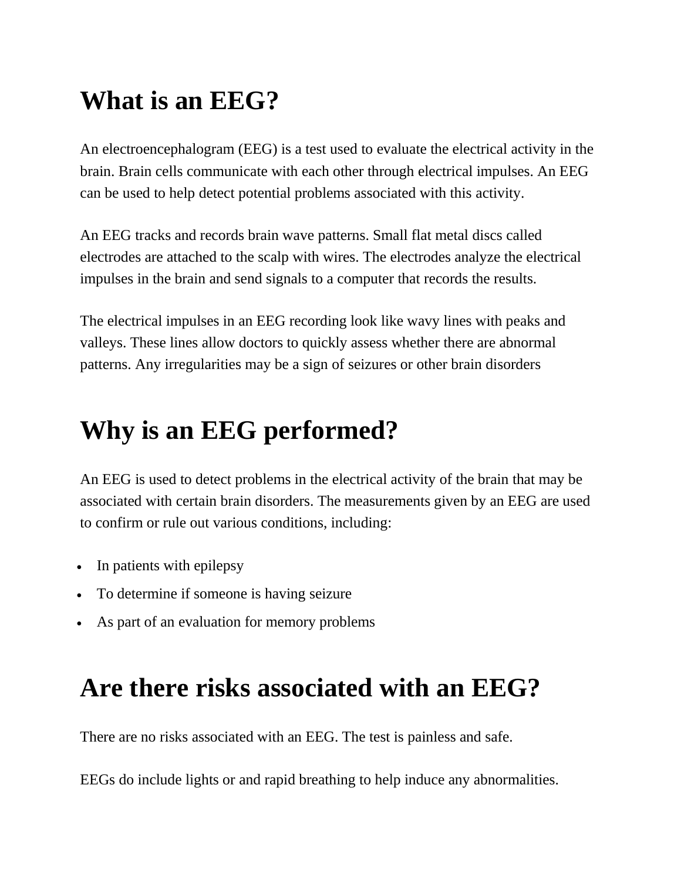# What is an EEG?

An electroencephalogram (EEG) is a test used to evaluate the electrical activity in the brain. Brain cells communicate with each other through electrical impulses. An EEG can be used to help detect potential problems associated with this activity.

An EEG tracks and records brain wave patterns. Small flat metal discs called electrodes are attached to the scalp with wires. The electrodes analyze the electrical impulses in the brain and send signals to a computer that records the results.

The electrical impulses in an EEG recording look like wavy lines with peaks and valleys. These lines allow doctors to quickly assess whether there are abnormal patterns. Any irregularities may be a sign of seizures or other brain disorders

# Why is an EEG performed?

An EEG is used to detect problems in the electrical activity of the brain that may be associated with certain brain disorders. The measurements given by an EEG are used to confirm or rule out various conditions, including:

- In patients with epilepsy
- To determine if someone is having seizure
- As part of an evaluation for memory problems

# Are there risks associated with an EEG?

There are no risks associated with an EEG. The test is painless and safe.

EEGs do include lights or and rapid breathing to help induce any abnormalities.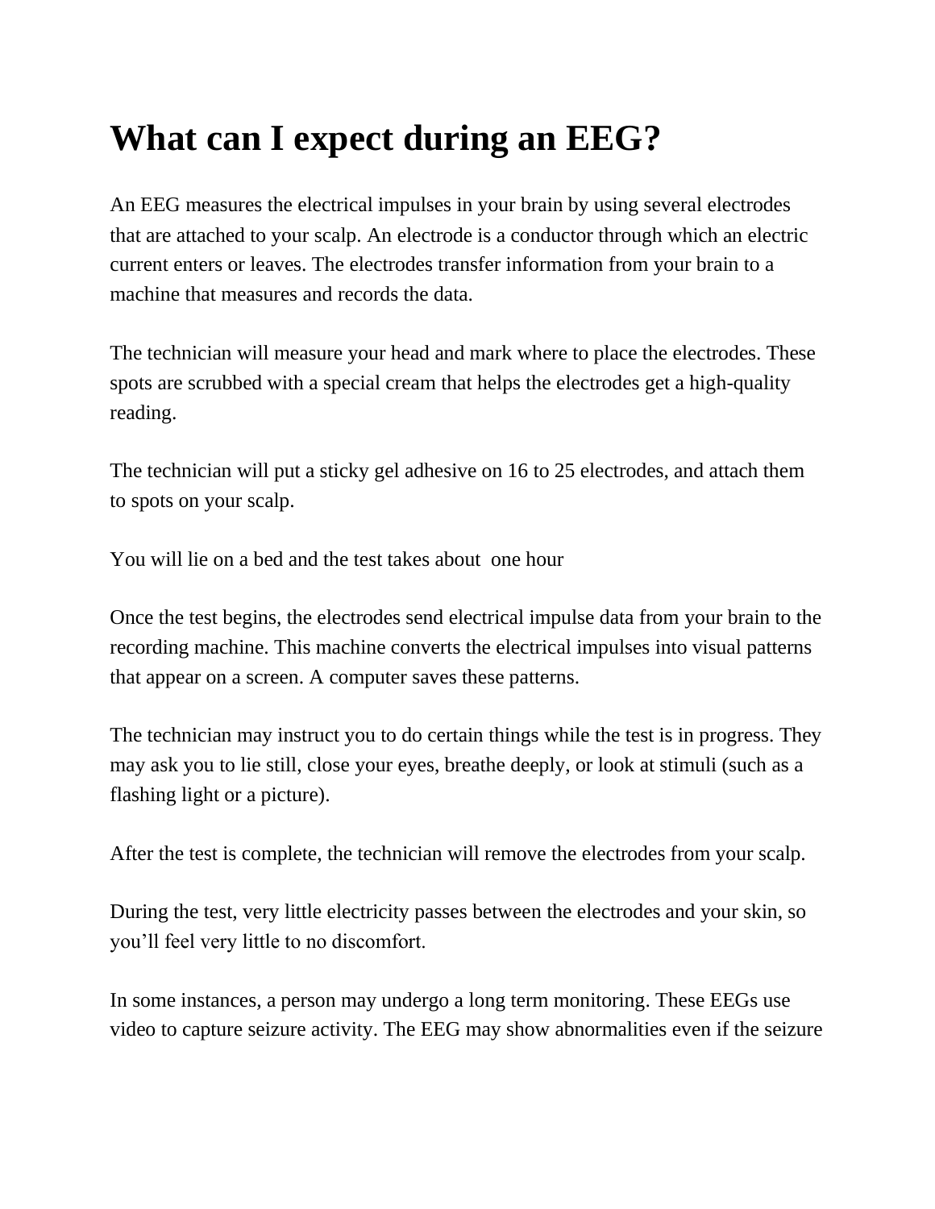# What can I expect during an EEG?

An EEG measures the electrical impulses in your brain by using several electrodes that are attached to your scalp. An electrode is a conductor through which an electric current enters or leaves. The electrodes transfer information from your brain to a machine that measures and records the data.

The technician will measure your head and mark where to place the electrodes. These spots are scrubbed with a special cream that helps the electrodes get a high-quality reading.

The technician will put a sticky gel adhesive on 16 to 25 electrodes, and attach them to spots on your scalp.

You will lie on a bed and the test takes about one hour

Once the test begins, the electrodes send electrical impulse data from your brain to the recording machine. This machine converts the electrical impulses into visual patterns that appear on a screen. A computer saves these patterns.

The technician may instruct you to do certain things while the test is in progress. They may ask you to lie still, close your eyes, breathe deeply, or look at stimuli (such as a flashing light or a picture).

After the test is complete, the technician will remove the electrodes from your scalp.

During the test, very little electricity passes between the electrodes and your skin, so you'll feel very little to no discomfort.

In some instances, a person may undergo a long term monitoring. These EEGs use video to capture seizure activity. The EEG may show abnormalities even if the seizure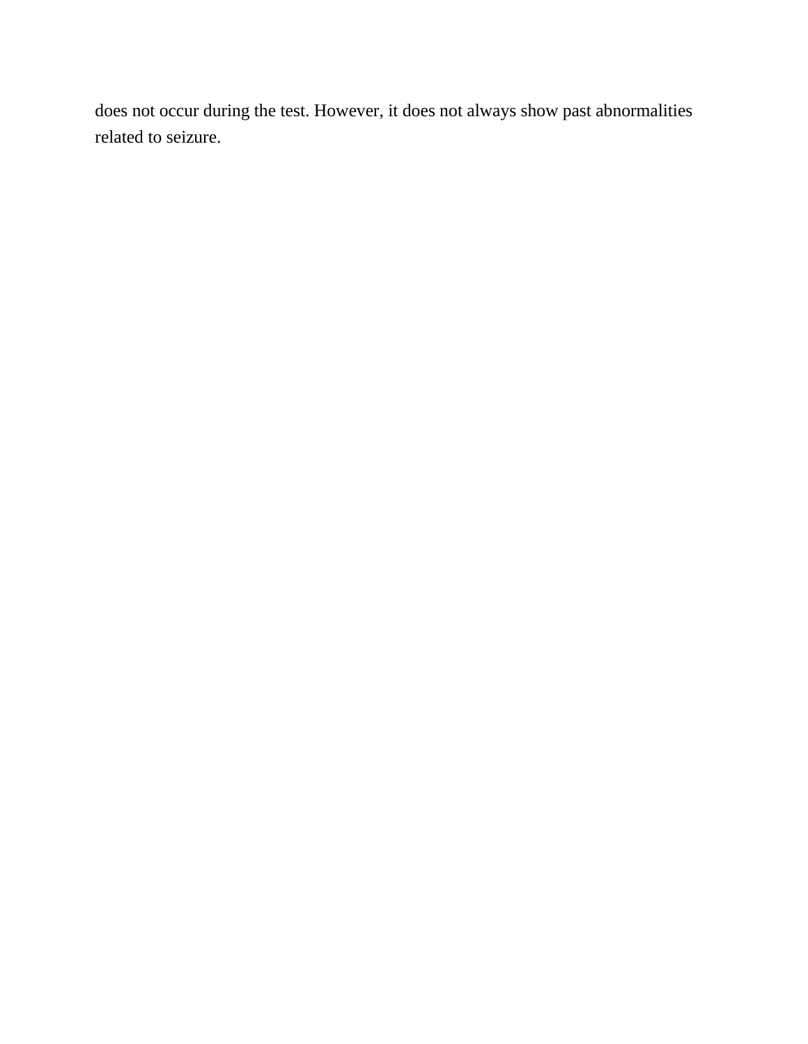does not occur during the test. However, it does not always show past abnormalities related to seizure.